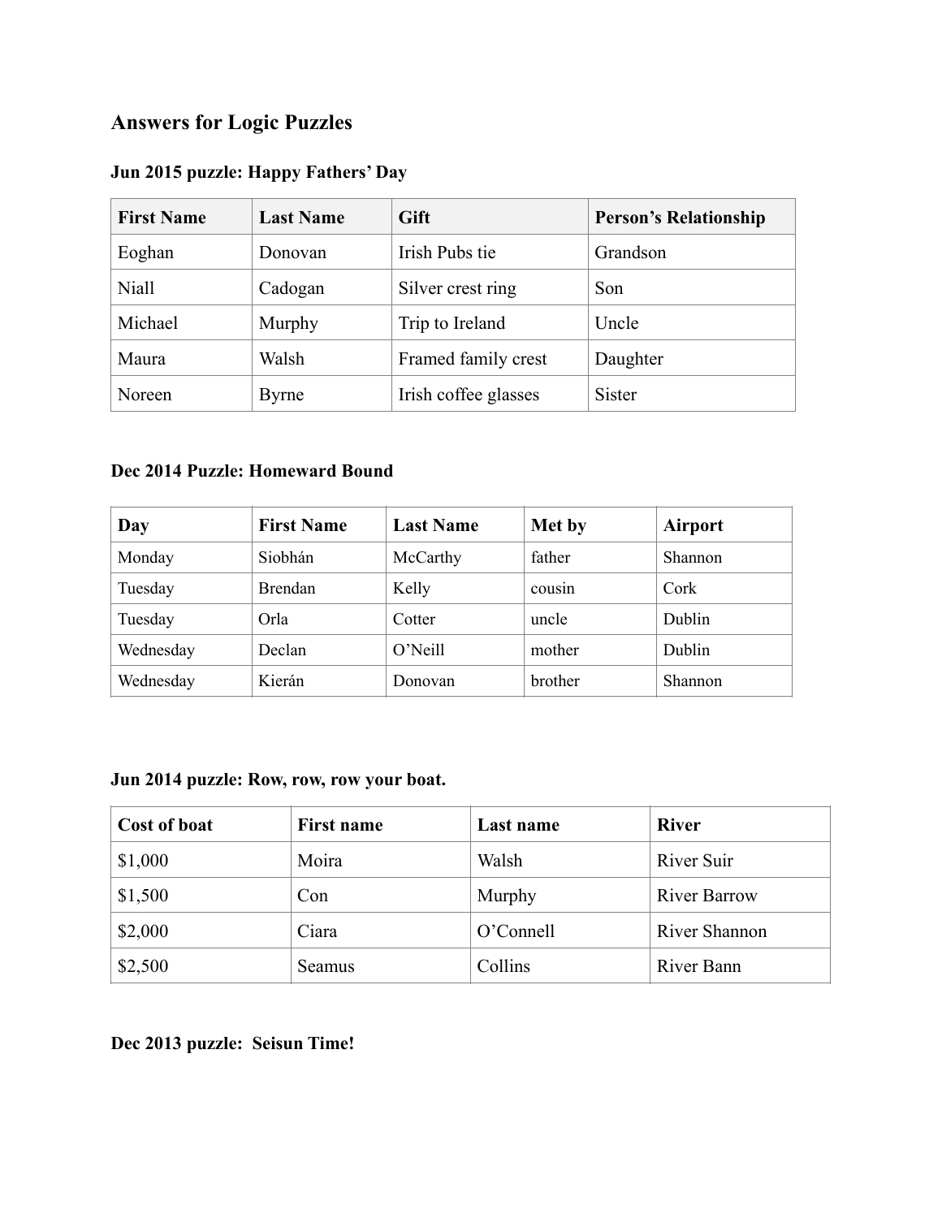# Answers for Logic Puzzles

### Jun 2015 puzzle: Happy Fathers' Day

| First Name | Last Name | Gift | Person's Relationship |
|---|---|---|---|
| Eoghan | Donovan | Irish Pubs tie | Grandson |
| Niall | Cadogan | Silver crest ring | Son |
| Michael | Murphy | Trip to Ireland | Uncle |
| Maura | Walsh | Framed family crest | Daughter |
| Noreen | Byrne | Irish coffee glasses | Sister |

### Dec 2014 Puzzle: Homeward Bound

| Day | First Name | Last Name | Met by | Airport |
|---|---|---|---|---|
| Monday | Siobhán | McCarthy | father | Shannon |
| Tuesday | Brendan | Kelly | cousin | Cork |
| Tuesday | Orla | Cotter | uncle | Dublin |
| Wednesday | Declan | O'Neill | mother | Dublin |
| Wednesday | Kierán | Donovan | brother | Shannon |

### Jun 2014 puzzle: Row, row, row your boat.

| Cost of boat | First name | Last name | River |
|---|---|---|---|
| $1,000 | Moira | Walsh | River Suir |
| $1,500 | Con | Murphy | River Barrow |
| $2,000 | Ciara | O'Connell | River Shannon |
| $2,500 | Seamus | Collins | River Bann |

### Dec 2013 puzzle: Seisun Time!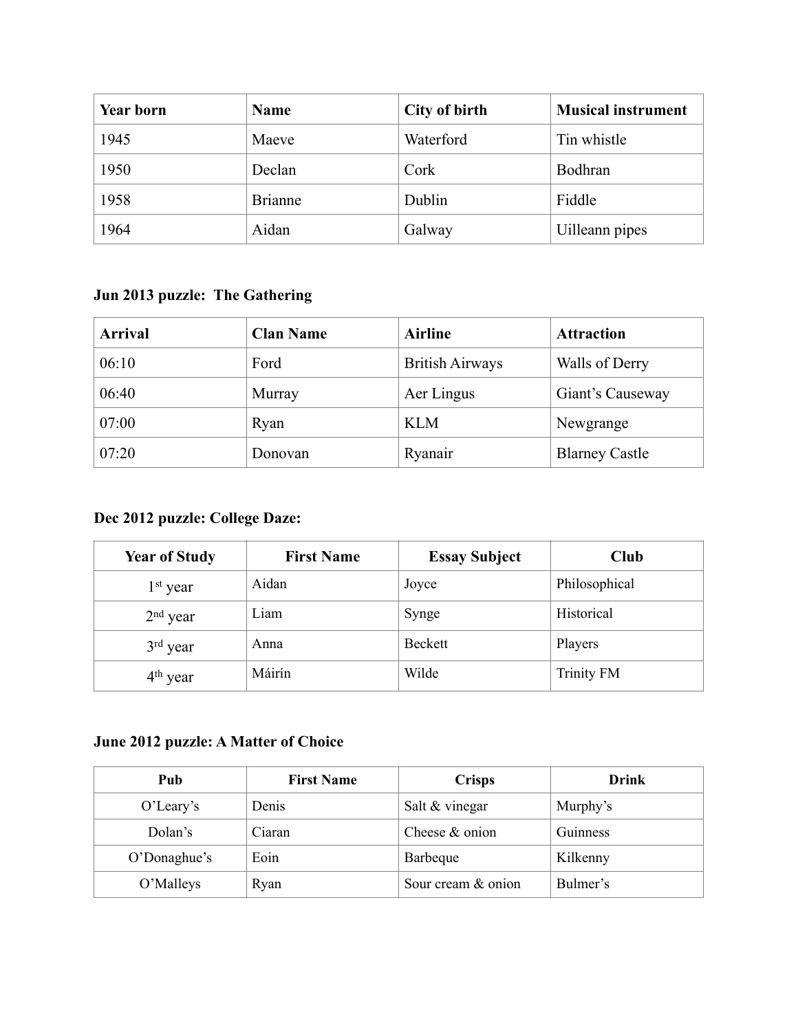| Year born | Name | City of birth | Musical instrument |
| --- | --- | --- | --- |
| 1945 | Maeve | Waterford | Tin whistle |
| 1950 | Declan | Cork | Bodhran |
| 1958 | Brianne | Dublin | Fiddle |
| 1964 | Aidan | Galway | Uilleann pipes |

**Jun 2013 puzzle: The Gathering**

| Arrival | Clan Name | Airline | Attraction |
| --- | --- | --- | --- |
| 06:10 | Ford | British Airways | Walls of Derry |
| 06:40 | Murray | Aer Lingus | Giant's Causeway |
| 07:00 | Ryan | KLM | Newgrange |
| 07:20 | Donovan | Ryanair | Blarney Castle |

**Dec 2012 puzzle: College Daze:**

| Year of Study | First Name | Essay Subject | Club |
| --- | --- | --- | --- |
| 1st year | Aidan | Joyce | Philosophical |
| 2nd year | Liam | Synge | Historical |
| 3rd year | Anna | Beckett | Players |
| 4th year | Máirín | Wilde | Trinity FM |

**June 2012 puzzle: A Matter of Choice**

| Pub | First Name | Crisps | Drink |
| --- | --- | --- | --- |
| O'Leary's | Denis | Salt & vinegar | Murphy's |
| Dolan's | Ciaran | Cheese & onion | Guinness |
| O'Donaghue's | Eoin | Barbeque | Kilkenny |
| O'Malleys | Ryan | Sour cream & onion | Bulmer's |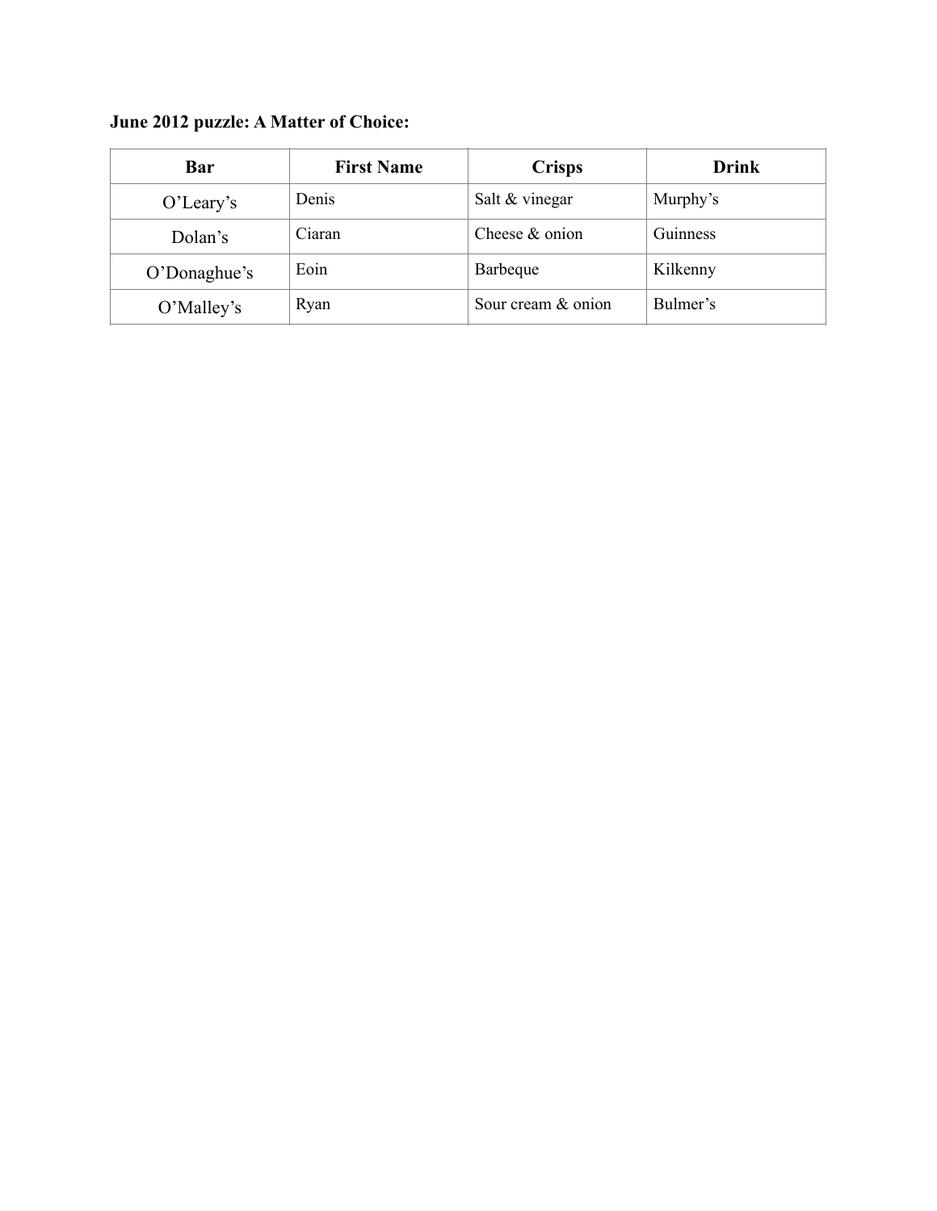**June 2012 puzzle: A Matter of Choice:**

| Bar | First Name | Crisps | Drink |
|---|---|---|---|
| O’Leary’s | Denis | Salt & vinegar | Murphy’s |
| Dolan’s | Ciaran | Cheese & onion | Guinness |
| O’Donaghue’s | Eoin | Barbeque | Kilkenny |
| O’Malley’s | Ryan | Sour cream & onion | Bulmer’s |